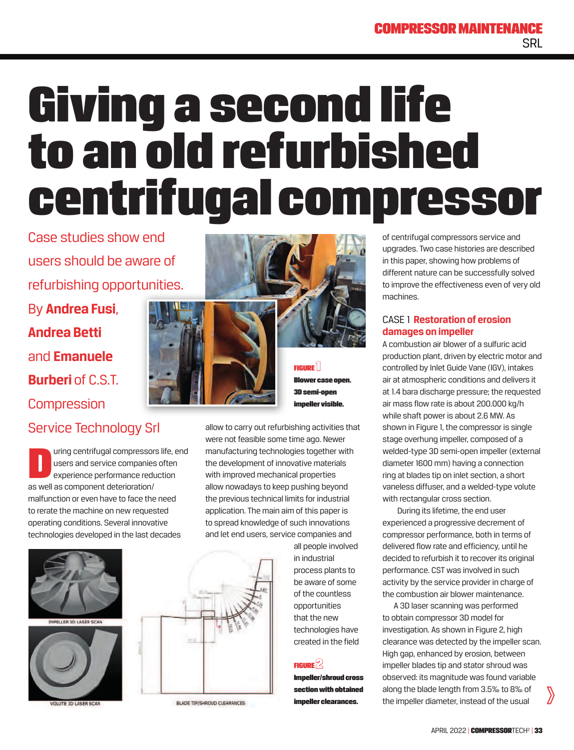# Giving a second life to an old refurbished centrifugal compressor

Case studies show end users should be aware of refurbishing opportunities.

By **Andrea Fusi**, **Andrea Betti** and **Emanuele Burberi** of C.S.T. Compression Service Technology Srl

During centrifugal compressors life, end users and service companies often experience performance reduction as well as component deterioration/malfunction or even have to face the need to rerate the machine on new requested operating conditions. Several innovative technologies developed in the last decades allow to carry out refurbishing activities that were not feasible some time ago. Newer manufacturing technologies together with the development of innovative materials with improved mechanical properties allow nowadays to keep pushing beyond the previous technical limits for industrial application. The main aim of this paper is to spread knowledge of such innovations and let end users, service companies and all people involved in industrial process plants to be aware of some of the countless opportunities that the new technologies have created in the field of centrifugal compressors service and upgrades. Two case histories are described in this paper, showing how problems of different nature can be successfully solved to improve the effectiveness even of very old machines.

**FIGURE 1** Blower case open. 3D semi-open impeller visible.

**FIGURE 2** Impeller/shroud cross section with obtained impeller clearances.

## CASE 1 Restoration of erosion damages on impeller

A combustion air blower of a sulfuric acid production plant, driven by electric motor and controlled by Inlet Guide Vane (IGV), intakes air at atmospheric conditions and delivers it at 1.4 bara discharge pressure; the requested air mass flow rate is about 200.000 kg/h while shaft power is about 2.6 MW. As shown in Figure 1, the compressor is single stage overhung impeller, composed of a welded-type 3D semi-open impeller (external diameter 1600 mm) having a connection ring at blades tip on inlet section, a short vaneless diffuser, and a welded-type volute with rectangular cross section.

During its lifetime, the end user experienced a progressive decrement of compressor performance, both in terms of delivered flow rate and efficiency, until he decided to refurbish it to recover its original performance. CST was involved in such activity by the service provider in charge of the combustion air blower maintenance.

A 3D laser scanning was performed to obtain compressor 3D model for investigation. As shown in Figure 2, high clearance was detected by the impeller scan. High gap, enhanced by erosion, between impeller blades tip and stator shroud was observed: its magnitude was found variable along the blade length from 3.5‰ to 8‰ of the impeller diameter, instead of the usual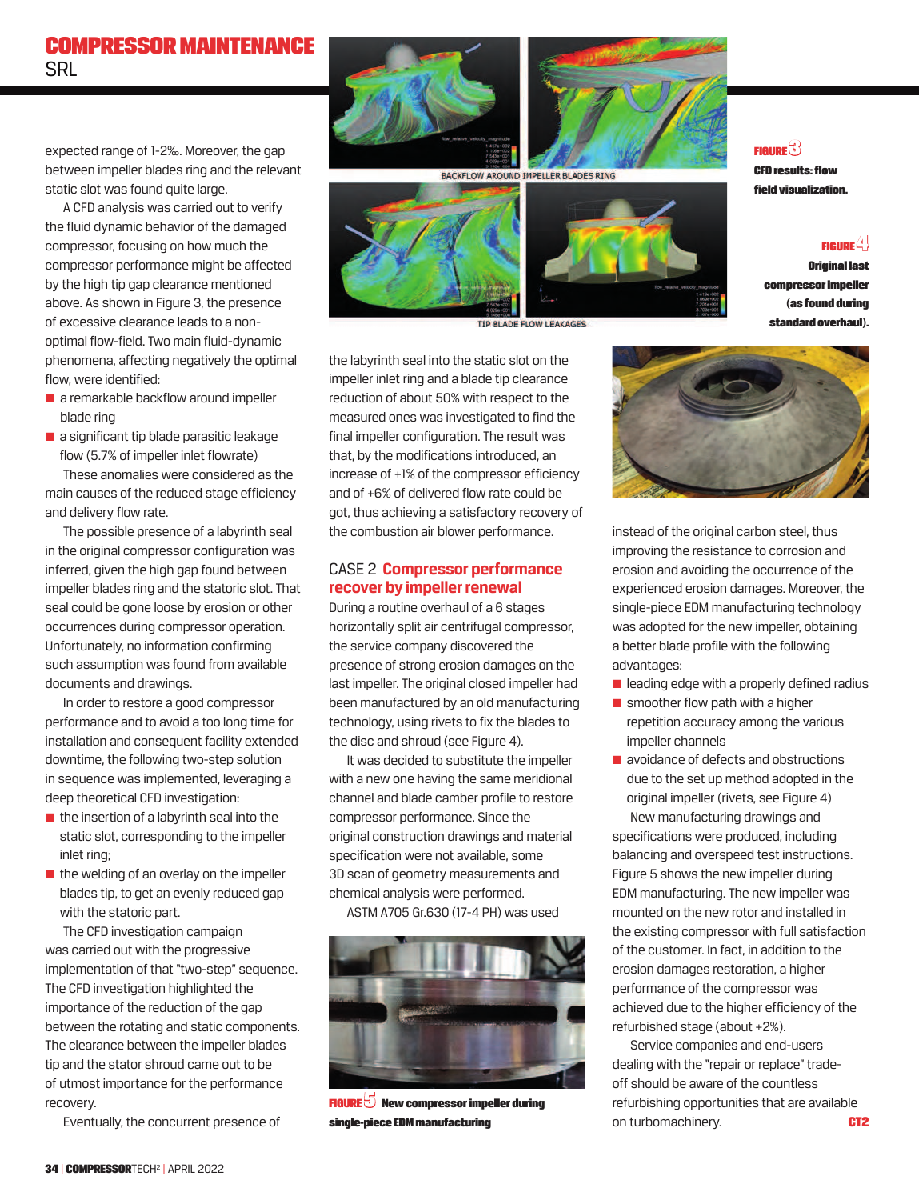expected range of 1-2‰. Moreover, the gap between impeller blades ring and the relevant static slot was found quite large.

A CFD analysis was carried out to verify the fluid dynamic behavior of the damaged compressor, focusing on how much the compressor performance might be affected by the high tip gap clearance mentioned above. As shown in Figure 3, the presence of excessive clearance leads to a non-optimal flow-field. Two main fluid-dynamic phenomena, affecting negatively the optimal flow, were identified:

- a remarkable backflow around impeller blade ring
- a significant tip blade parasitic leakage flow (5.7% of impeller inlet flowrate)

These anomalies were considered as the main causes of the reduced stage efficiency and delivery flow rate.

The possible presence of a labyrinth seal in the original compressor configuration was inferred, given the high gap found between impeller blades ring and the statoric slot. That seal could be gone loose by erosion or other occurrences during compressor operation. Unfortunately, no information confirming such assumption was found from available documents and drawings.

In order to restore a good compressor performance and to avoid a too long time for installation and consequent facility extended downtime, the following two-step solution in sequence was implemented, leveraging a deep theoretical CFD investigation:

- the insertion of a labyrinth seal into the static slot, corresponding to the impeller inlet ring;
- the welding of an overlay on the impeller blades tip, to get an evenly reduced gap with the statoric part.

The CFD investigation campaign was carried out with the progressive implementation of that "two-step" sequence. The CFD investigation highlighted the importance of the reduction of the gap between the rotating and static components. The clearance between the impeller blades tip and the stator shroud came out to be of utmost importance for the performance recovery.

Eventually, the concurrent presence of the labyrinth seal into the static slot on the impeller inlet ring and a blade tip clearance reduction of about 50% with respect to the measured ones was investigated to find the final impeller configuration. The result was that, by the modifications introduced, an increase of +1% of the compressor efficiency and of +6% of delivered flow rate could be got, thus achieving a satisfactory recovery of the combustion air blower performance.

BACKFLOW AROUND IMPELLER BLADES RING

TIP BLADE FLOW LEAKAGES

**FIGURE 3** CFD results: flow field visualization.

## CASE 2 Compressor performance recover by impeller renewal

During a routine overhaul of a 6 stages horizontally split air centrifugal compressor, the service company discovered the presence of strong erosion damages on the last impeller. The original closed impeller had been manufactured by an old manufacturing technology, using rivets to fix the blades to the disc and shroud (see Figure 4).

It was decided to substitute the impeller with a new one having the same meridional channel and blade camber profile to restore compressor performance. Since the original construction drawings and material specification were not available, some 3D scan of geometry measurements and chemical analysis were performed.

ASTM A705 Gr.630 (17-4 PH) was used instead of the original carbon steel, thus improving the resistance to corrosion and erosion and avoiding the occurrence of the experienced erosion damages. Moreover, the single-piece EDM manufacturing technology was adopted for the new impeller, obtaining a better blade profile with the following advantages:

- leading edge with a properly defined radius
- smoother flow path with a higher repetition accuracy among the various impeller channels
- avoidance of defects and obstructions due to the set up method adopted in the original impeller (rivets, see Figure 4)

**FIGURE 4** Original last compressor impeller (as found during standard overhaul).

**FIGURE 5** New compressor impeller during single-piece EDM manufacturing

New manufacturing drawings and specifications were produced, including balancing and overspeed test instructions. Figure 5 shows the new impeller during EDM manufacturing. The new impeller was mounted on the new rotor and installed in the existing compressor with full satisfaction of the customer. In fact, in addition to the erosion damages restoration, a higher performance of the compressor was achieved due to the higher efficiency of the refurbished stage (about +2%).

Service companies and end-users dealing with the "repair or replace" trade-off should be aware of the countless refurbishing opportunities that are available on turbomachinery. **CT2**